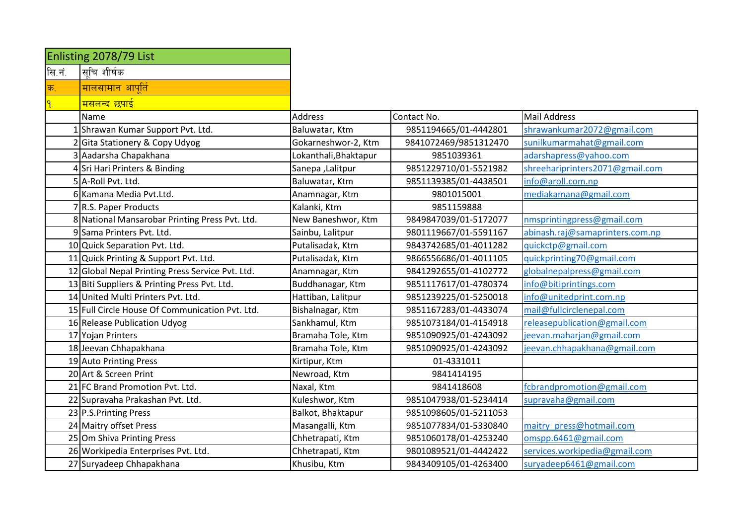# Enlisting 2078/79 List

| सि.नं. | सूचि शीर्षक |
|---|---|
| क. | मालसामान आपूर्ति |
| १. | मसलन्द छपाई |

| | Name | Address | Contact No. | Mail Address |
|---|---|---|---|---|
| 1 | Shrawan Kumar Support Pvt. Ltd. | Baluwatar, Ktm | 9851194665/01-4442801 | shrawankumar2072@gmail.com |
| 2 | Gita Stationery & Copy Udyog | Gokarneshwor-2, Ktm | 9841072469/9851312470 | sunilkumarmahat@gmail.com |
| 3 | Aadarsha Chapakhana | Lokanthali,Bhaktapur | 9851039361 | adarshapress@yahoo.com |
| 4 | Sri Hari Printers & Binding | Sanepa ,Lalitpur | 9851229710/01-5521982 | shreehariprinters2071@gmail.com |
| 5 | A-Roll Pvt. Ltd. | Baluwatar, Ktm | 9851139385/01-4438501 | info@aroll.com.np |
| 6 | Kamana Media Pvt.Ltd. | Anamnagar, Ktm | 9801015001 | mediakamana@gmail.com |
| 7 | R.S. Paper Products | Kalanki, Ktm | 9851159888 | |
| 8 | National Mansarobar Printing Press Pvt. Ltd. | New Baneshwor, Ktm | 9849847039/01-5172077 | nmsprintingpress@gmail.com |
| 9 | Sama Printers Pvt. Ltd. | Sainbu, Lalitpur | 9801119667/01-5591167 | abinash.raj@samaprinters.com.np |
| 10 | Quick Separation Pvt. Ltd. | Putalisadak, Ktm | 9843742685/01-4011282 | quickctp@gmail.com |
| 11 | Quick Printing & Support Pvt. Ltd. | Putalisadak, Ktm | 9866556686/01-4011105 | quickprinting70@gmail.com |
| 12 | Global Nepal Printing Press Service Pvt. Ltd. | Anamnagar, Ktm | 9841292655/01-4102772 | globalnepalpress@gmail.com |
| 13 | Biti Suppliers & Printing Press Pvt. Ltd. | Buddhanagar, Ktm | 9851117617/01-4780374 | info@bitiprintings.com |
| 14 | United Multi Printers Pvt. Ltd. | Hattiban, Lalitpur | 9851239225/01-5250018 | info@unitedprint.com.np |
| 15 | Full Circle House Of Communication Pvt. Ltd. | Bishalnagar, Ktm | 9851167283/01-4433074 | mail@fullcirclenepal.com |
| 16 | Release Publication Udyog | Sankhamul, Ktm | 9851073184/01-4154918 | releasepublication@gmail.com |
| 17 | Yojan Printers | Bramaha Tole, Ktm | 9851090925/01-4243092 | jeevan.maharjan@gmail.com |
| 18 | Jeevan Chhapakhana | Bramaha Tole, Ktm | 9851090925/01-4243092 | jeevan.chhapakhana@gmail.com |
| 19 | Auto Printing Press | Kirtipur, Ktm | 01-4331011 | |
| 20 | Art & Screen Print | Newroad, Ktm | 9841414195 | |
| 21 | FC Brand Promotion Pvt. Ltd. | Naxal, Ktm | 9841418608 | fcbrandpromotion@gmail.com |
| 22 | Supravaha Prakashan Pvt. Ltd. | Kuleshwor, Ktm | 9851047938/01-5234414 | supravaha@gmail.com |
| 23 | P.S.Printing Press | Balkot, Bhaktapur | 9851098605/01-5211053 | |
| 24 | Maitry offset Press | Masangalli, Ktm | 9851077834/01-5330840 | maitry_press@hotmail.com |
| 25 | Om Shiva Printing Press | Chhetrapati, Ktm | 9851060178/01-4253240 | omspp.6461@gmail.com |
| 26 | Workipedia Enterprises Pvt. Ltd. | Chhetrapati, Ktm | 9801089521/01-4442422 | services.workipedia@gmail.com |
| 27 | Suryadeep Chhapakhana | Khusibu, Ktm | 9843409105/01-4263400 | suryadeep6461@gmail.com |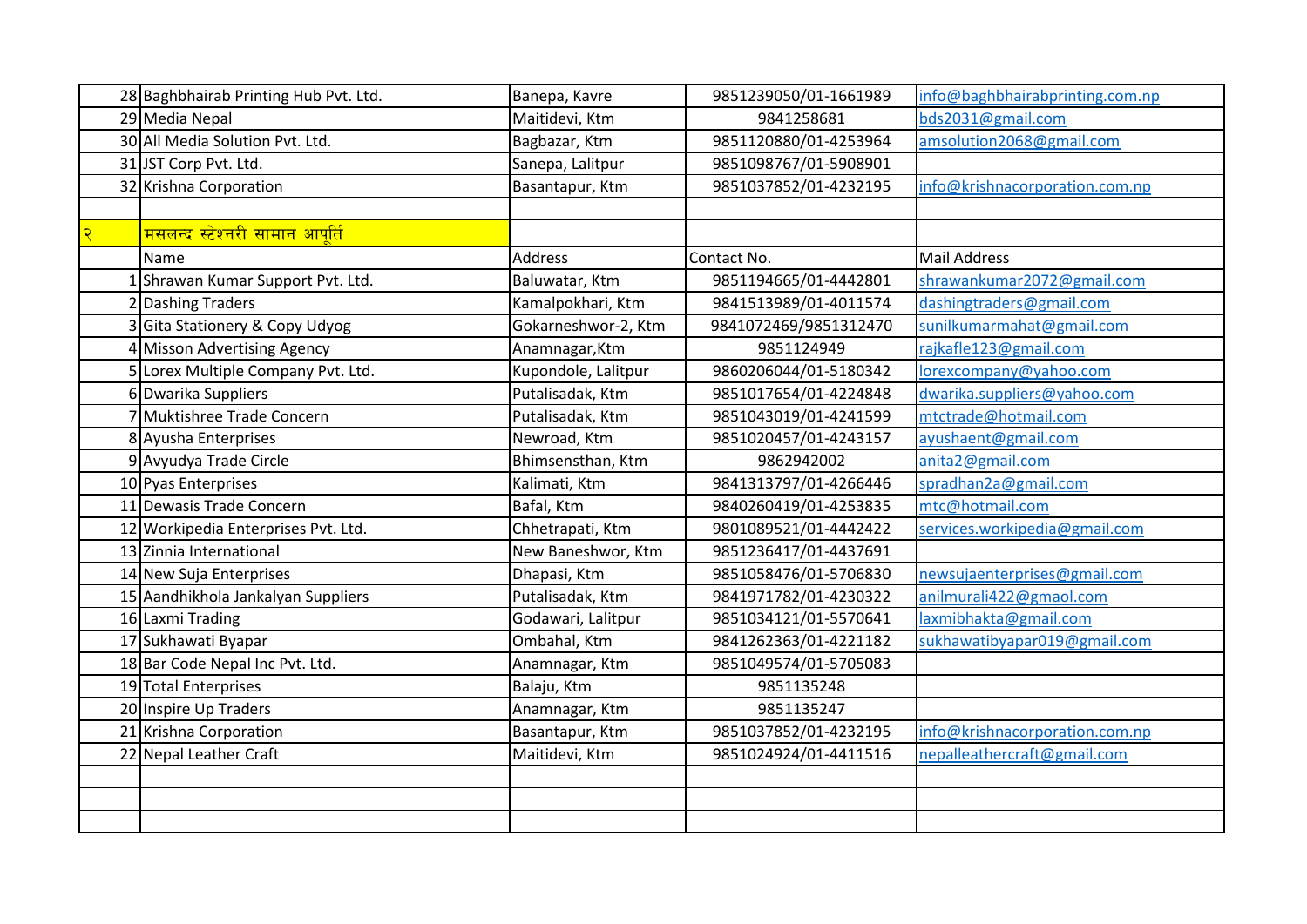| | | | | |
|---|---|---|---|---|
| 28 | Baghbhairab Printing Hub Pvt. Ltd. | Banepa, Kavre | 9851239050/01-1661989 | info@baghbhairabprinting.com.np |
| 29 | Media Nepal | Maitidevi, Ktm | 9841258681 | bds2031@gmail.com |
| 30 | All Media Solution Pvt. Ltd. | Bagbazar, Ktm | 9851120880/01-4253964 | amsolution2068@gmail.com |
| 31 | JST Corp Pvt. Ltd. | Sanepa, Lalitpur | 9851098767/01-5908901 | |
| 32 | Krishna Corporation | Basantapur, Ktm | 9851037852/01-4232195 | info@krishnacorporation.com.np |
| | | | | |
| २ | मसलन्द स्टेश्नरी सामान आपूर्ति | | | |
| | Name | Address | Contact No. | Mail Address |
| 1 | Shrawan Kumar Support Pvt. Ltd. | Baluwatar, Ktm | 9851194665/01-4442801 | shrawankumar2072@gmail.com |
| 2 | Dashing Traders | Kamalpokhari, Ktm | 9841513989/01-4011574 | dashingtraders@gmail.com |
| 3 | Gita Stationery & Copy Udyog | Gokarneshwor-2, Ktm | 9841072469/9851312470 | sunilkumarmahat@gmail.com |
| 4 | Misson Advertising Agency | Anamnagar,Ktm | 9851124949 | rajkafle123@gmail.com |
| 5 | Lorex Multiple Company Pvt. Ltd. | Kupondole, Lalitpur | 9860206044/01-5180342 | lorexcompany@yahoo.com |
| 6 | Dwarika Suppliers | Putalisadak, Ktm | 9851017654/01-4224848 | dwarika.suppliers@yahoo.com |
| 7 | Muktishree Trade Concern | Putalisadak, Ktm | 9851043019/01-4241599 | mtctrade@hotmail.com |
| 8 | Ayusha Enterprises | Newroad, Ktm | 9851020457/01-4243157 | ayushaent@gmail.com |
| 9 | Avyudya Trade Circle | Bhimsensthan, Ktm | 9862942002 | anita2@gmail.com |
| 10 | Pyas Enterprises | Kalimati, Ktm | 9841313797/01-4266446 | spradhan2a@gmail.com |
| 11 | Dewasis Trade Concern | Bafal, Ktm | 9840260419/01-4253835 | mtc@hotmail.com |
| 12 | Workipedia Enterprises Pvt. Ltd. | Chhetrapati, Ktm | 9801089521/01-4442422 | services.workipedia@gmail.com |
| 13 | Zinnia International | New Baneshwor, Ktm | 9851236417/01-4437691 | |
| 14 | New Suja Enterprises | Dhapasi, Ktm | 9851058476/01-5706830 | newsujaenterprises@gmail.com |
| 15 | Aandhikhola Jankalyan Suppliers | Putalisadak, Ktm | 9841971782/01-4230322 | anilmurali422@gmaol.com |
| 16 | Laxmi Trading | Godawari, Lalitpur | 9851034121/01-5570641 | laxmibhakta@gmail.com |
| 17 | Sukhawati Byapar | Ombahal, Ktm | 9841262363/01-4221182 | sukhawatibyapar019@gmail.com |
| 18 | Bar Code Nepal Inc Pvt. Ltd. | Anamnagar, Ktm | 9851049574/01-5705083 | |
| 19 | Total Enterprises | Balaju, Ktm | 9851135248 | |
| 20 | Inspire Up Traders | Anamnagar, Ktm | 9851135247 | |
| 21 | Krishna Corporation | Basantapur, Ktm | 9851037852/01-4232195 | info@krishnacorporation.com.np |
| 22 | Nepal Leather Craft | Maitidevi, Ktm | 9851024924/01-4411516 | nepalleathercraft@gmail.com |
| | | | | |
| | | | | |
| | | | | |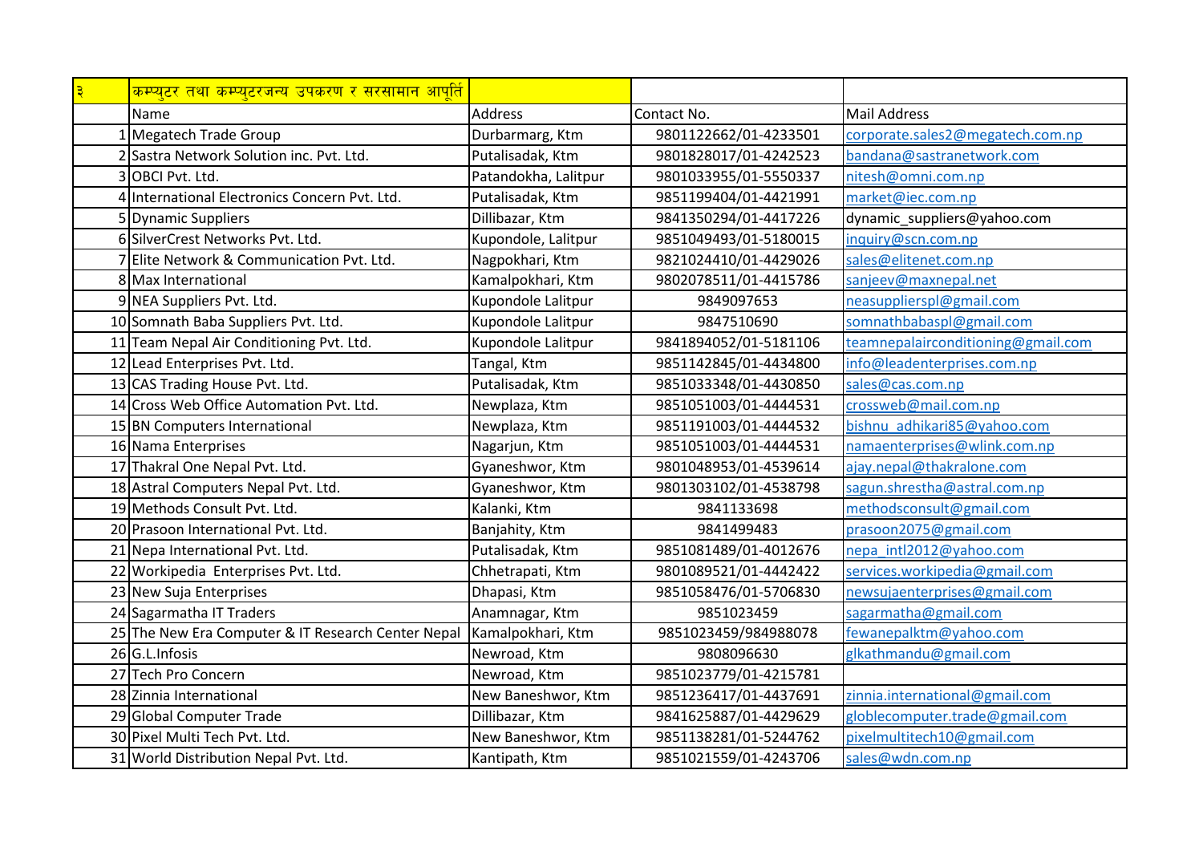| ३ | कम्प्युटर तथा कम्प्युटरजन्य उपकरण र सरसामान आपूर्ति | | | |
|---|---|---|---|---|
| | Name | Address | Contact No. | Mail Address |
| 1 | Megatech Trade Group | Durbarmarg, Ktm | 9801122662/01-4233501 | corporate.sales2@megatech.com.np |
| 2 | Sastra Network Solution inc. Pvt. Ltd. | Putalisadak, Ktm | 9801828017/01-4242523 | bandana@sastranetwork.com |
| 3 | OBCI Pvt. Ltd. | Patandokha, Lalitpur | 9801033955/01-5550337 | nitesh@omni.com.np |
| 4 | International Electronics Concern Pvt. Ltd. | Putalisadak, Ktm | 9851199404/01-4421991 | market@iec.com.np |
| 5 | Dynamic Suppliers | Dillibazar, Ktm | 9841350294/01-4417226 | dynamic_suppliers@yahoo.com |
| 6 | SilverCrest Networks Pvt. Ltd. | Kupondole, Lalitpur | 9851049493/01-5180015 | inquiry@scn.com.np |
| 7 | Elite Network & Communication Pvt. Ltd. | Nagpokhari, Ktm | 9821024410/01-4429026 | sales@elitenet.com.np |
| 8 | Max International | Kamalpokhari, Ktm | 9802078511/01-4415786 | sanjeev@maxnepal.net |
| 9 | NEA Suppliers Pvt. Ltd. | Kupondole Lalitpur | 9849097653 | neasupplierspl@gmail.com |
| 10 | Somnath Baba Suppliers Pvt. Ltd. | Kupondole Lalitpur | 9847510690 | somnathbabaspl@gmail.com |
| 11 | Team Nepal Air Conditioning Pvt. Ltd. | Kupondole Lalitpur | 9841894052/01-5181106 | teamnepalairconditioning@gmail.com |
| 12 | Lead Enterprises Pvt. Ltd. | Tangal, Ktm | 9851142845/01-4434800 | info@leadenterprises.com.np |
| 13 | CAS Trading House Pvt. Ltd. | Putalisadak, Ktm | 9851033348/01-4430850 | sales@cas.com.np |
| 14 | Cross Web Office Automation Pvt. Ltd. | Newplaza, Ktm | 9851051003/01-4444531 | crossweb@mail.com.np |
| 15 | BN Computers International | Newplaza, Ktm | 9851191003/01-4444532 | bishnu_adhikari85@yahoo.com |
| 16 | Nama Enterprises | Nagarjun, Ktm | 9851051003/01-4444531 | namaenterprises@wlink.com.np |
| 17 | Thakral One Nepal Pvt. Ltd. | Gyaneshwor, Ktm | 9801048953/01-4539614 | ajay.nepal@thakralone.com |
| 18 | Astral Computers Nepal Pvt. Ltd. | Gyaneshwor, Ktm | 9801303102/01-4538798 | sagun.shrestha@astral.com.np |
| 19 | Methods Consult Pvt. Ltd. | Kalanki, Ktm | 9841133698 | methodsconsult@gmail.com |
| 20 | Prasoon International Pvt. Ltd. | Banjahity, Ktm | 9841499483 | prasoon2075@gmail.com |
| 21 | Nepa International Pvt. Ltd. | Putalisadak, Ktm | 9851081489/01-4012676 | nepa_intl2012@yahoo.com |
| 22 | Workipedia Enterprises Pvt. Ltd. | Chhetrapati, Ktm | 9801089521/01-4442422 | services.workipedia@gmail.com |
| 23 | New Suja Enterprises | Dhapasi, Ktm | 9851058476/01-5706830 | newsujaenterprises@gmail.com |
| 24 | Sagarmatha IT Traders | Anamnagar, Ktm | 9851023459 | sagarmatha@gmail.com |
| 25 | The New Era Computer & IT Research Center Nepal | Kamalpokhari, Ktm | 9851023459/984988078 | fewanepalktm@yahoo.com |
| 26 | G.L.Infosis | Newroad, Ktm | 9808096630 | glkathmandu@gmail.com |
| 27 | Tech Pro Concern | Newroad, Ktm | 9851023779/01-4215781 | |
| 28 | Zinnia International | New Baneshwor, Ktm | 9851236417/01-4437691 | zinnia.international@gmail.com |
| 29 | Global Computer Trade | Dillibazar, Ktm | 9841625887/01-4429629 | globlecomputer.trade@gmail.com |
| 30 | Pixel Multi Tech Pvt. Ltd. | New Baneshwor, Ktm | 9851138281/01-5244762 | pixelmultitech10@gmail.com |
| 31 | World Distribution Nepal Pvt. Ltd. | Kantipath, Ktm | 9851021559/01-4243706 | sales@wdn.com.np |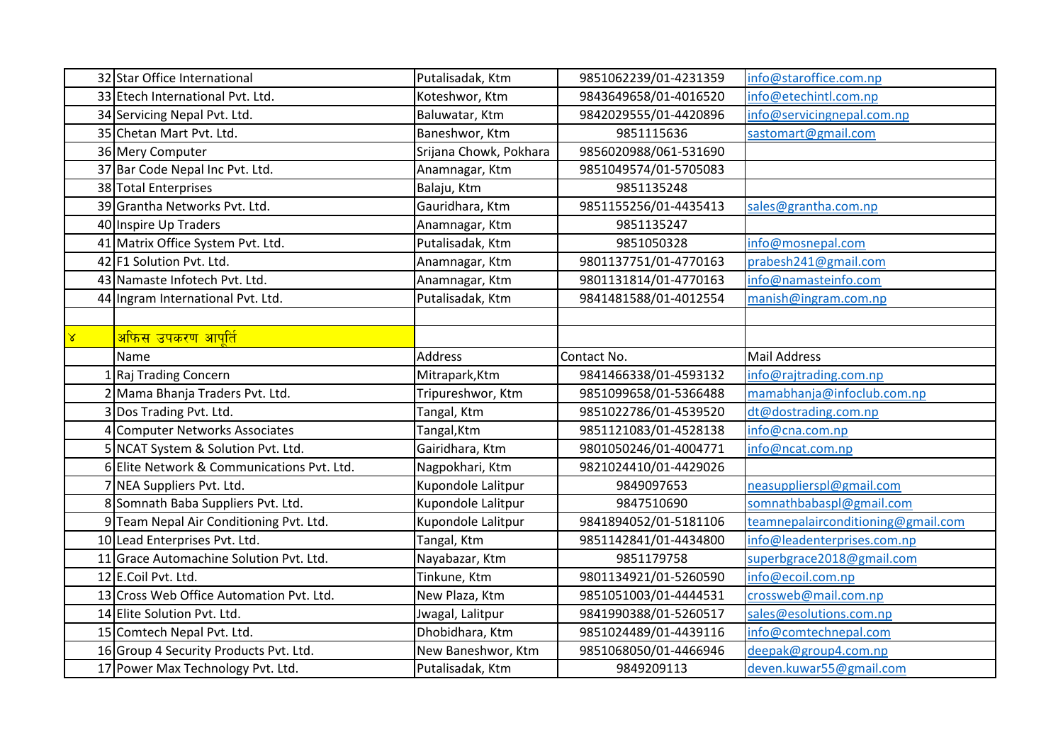| | | | | |
|---|---|---|---|---|
| 32 | Star Office International | Putalisadak, Ktm | 9851062239/01-4231359 | info@staroffice.com.np |
| 33 | Etech International Pvt. Ltd. | Koteshwor, Ktm | 9843649658/01-4016520 | info@etechintl.com.np |
| 34 | Servicing Nepal Pvt. Ltd. | Baluwatar, Ktm | 9842029555/01-4420896 | info@servicingnepal.com.np |
| 35 | Chetan Mart Pvt. Ltd. | Baneshwor, Ktm | 9851115636 | sastomart@gmail.com |
| 36 | Mery Computer | Srijana Chowk, Pokhara | 9856020988/061-531690 | |
| 37 | Bar Code Nepal Inc Pvt. Ltd. | Anamnagar, Ktm | 9851049574/01-5705083 | |
| 38 | Total Enterprises | Balaju, Ktm | 9851135248 | |
| 39 | Grantha Networks Pvt. Ltd. | Gauridhara, Ktm | 9851155256/01-4435413 | sales@grantha.com.np |
| 40 | Inspire Up Traders | Anamnagar, Ktm | 9851135247 | |
| 41 | Matrix Office System Pvt. Ltd. | Putalisadak, Ktm | 9851050328 | info@mosnepal.com |
| 42 | F1 Solution Pvt. Ltd. | Anamnagar, Ktm | 9801137751/01-4770163 | prabesh241@gmail.com |
| 43 | Namaste Infotech Pvt. Ltd. | Anamnagar, Ktm | 9801131814/01-4770163 | info@namasteinfo.com |
| 44 | Ingram International Pvt. Ltd. | Putalisadak, Ktm | 9841481588/01-4012554 | manish@ingram.com.np |
| | | | | |
| ४ | अफिस उपकरण आपूर्ति | | | |
| | Name | Address | Contact No. | Mail Address |
| 1 | Raj Trading Concern | Mitrapark,Ktm | 9841466338/01-4593132 | info@rajtrading.com.np |
| 2 | Mama Bhanja Traders Pvt. Ltd. | Tripureshwor, Ktm | 9851099658/01-5366488 | mamabhanja@infoclub.com.np |
| 3 | Dos Trading Pvt. Ltd. | Tangal, Ktm | 9851022786/01-4539520 | dt@dostrading.com.np |
| 4 | Computer Networks Associates | Tangal,Ktm | 9851121083/01-4528138 | info@cna.com.np |
| 5 | NCAT System & Solution Pvt. Ltd. | Gairidhara, Ktm | 9801050246/01-4004771 | info@ncat.com.np |
| 6 | Elite Network & Communications Pvt. Ltd. | Nagpokhari, Ktm | 9821024410/01-4429026 | |
| 7 | NEA Suppliers Pvt. Ltd. | Kupondole Lalitpur | 9849097653 | neasupplierspl@gmail.com |
| 8 | Somnath Baba Suppliers Pvt. Ltd. | Kupondole Lalitpur | 9847510690 | somnathbabaspl@gmail.com |
| 9 | Team Nepal Air Conditioning Pvt. Ltd. | Kupondole Lalitpur | 9841894052/01-5181106 | teamnepalairconditioning@gmail.com |
| 10 | Lead Enterprises Pvt. Ltd. | Tangal, Ktm | 9851142841/01-4434800 | info@leadenterprises.com.np |
| 11 | Grace Automachine Solution Pvt. Ltd. | Nayabazar, Ktm | 9851179758 | superbgrace2018@gmail.com |
| 12 | E.Coil Pvt. Ltd. | Tinkune, Ktm | 9801134921/01-5260590 | info@ecoil.com.np |
| 13 | Cross Web Office Automation Pvt. Ltd. | New Plaza, Ktm | 9851051003/01-4444531 | crossweb@mail.com.np |
| 14 | Elite Solution Pvt. Ltd. | Jwagal, Lalitpur | 9841990388/01-5260517 | sales@esolutions.com.np |
| 15 | Comtech Nepal Pvt. Ltd. | Dhobidhara, Ktm | 9851024489/01-4439116 | info@comtechnepal.com |
| 16 | Group 4 Security Products Pvt. Ltd. | New Baneshwor, Ktm | 9851068050/01-4466946 | deepak@group4.com.np |
| 17 | Power Max Technology Pvt. Ltd. | Putalisadak, Ktm | 9849209113 | deven.kuwar55@gmail.com |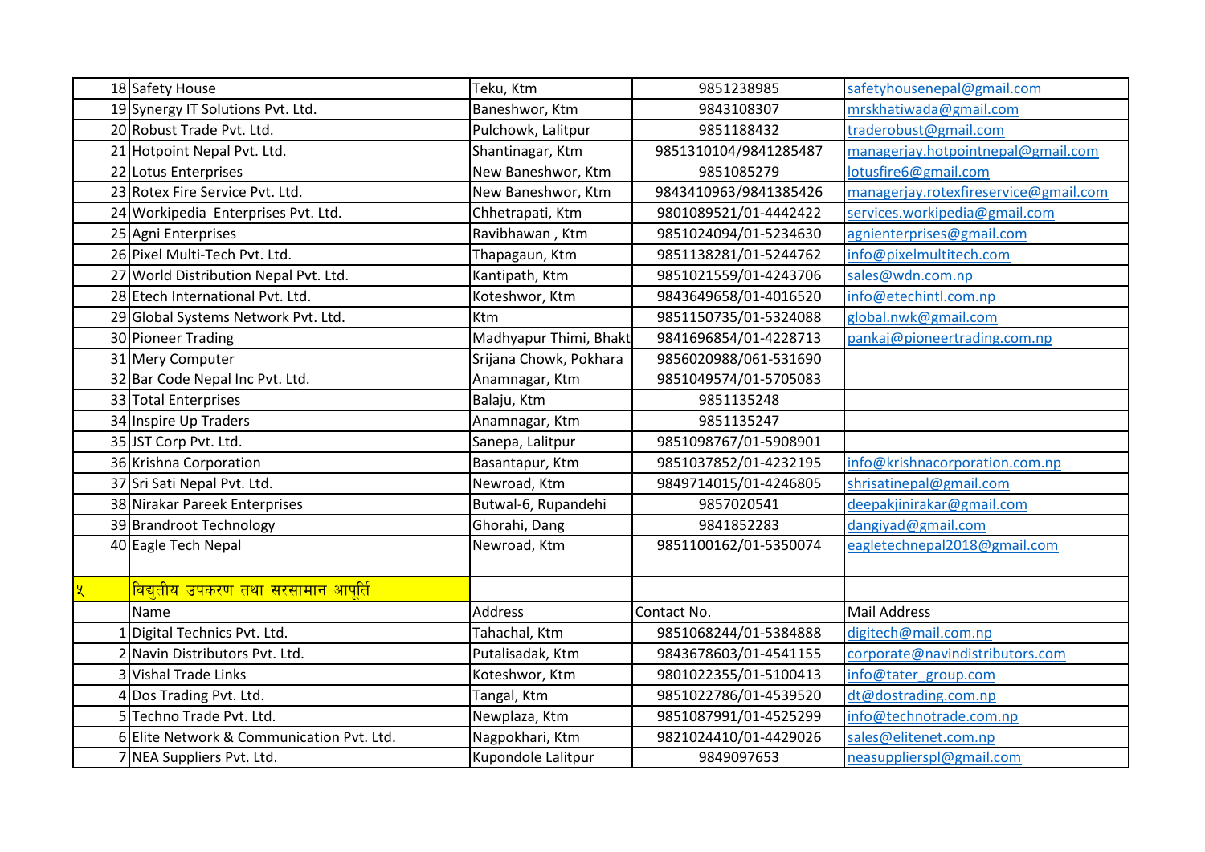| | | | | |
|---|---|---|---|---|
| 18 | Safety House | Teku, Ktm | 9851238985 | safetyhousenepal@gmail.com |
| 19 | Synergy IT Solutions Pvt. Ltd. | Baneshwor, Ktm | 9843108307 | mrskhatiwada@gmail.com |
| 20 | Robust Trade Pvt. Ltd. | Pulchowk, Lalitpur | 9851188432 | traderobust@gmail.com |
| 21 | Hotpoint Nepal Pvt. Ltd. | Shantinagar, Ktm | 9851310104/9841285487 | managerjay.hotpointnepal@gmail.com |
| 22 | Lotus Enterprises | New Baneshwor, Ktm | 9851085279 | lotusfire6@gmail.com |
| 23 | Rotex Fire Service Pvt. Ltd. | New Baneshwor, Ktm | 9843410963/9841385426 | managerjay.rotexfireservice@gmail.com |
| 24 | Workipedia Enterprises Pvt. Ltd. | Chhetrapati, Ktm | 9801089521/01-4442422 | services.workipedia@gmail.com |
| 25 | Agni Enterprises | Ravibhawan , Ktm | 9851024094/01-5234630 | agnienterprises@gmail.com |
| 26 | Pixel Multi-Tech Pvt. Ltd. | Thapagaun, Ktm | 9851138281/01-5244762 | info@pixelmultitech.com |
| 27 | World Distribution Nepal Pvt. Ltd. | Kantipath, Ktm | 9851021559/01-4243706 | sales@wdn.com.np |
| 28 | Etech International Pvt. Ltd. | Koteshwor, Ktm | 9843649658/01-4016520 | info@etechintl.com.np |
| 29 | Global Systems Network Pvt. Ltd. | Ktm | 9851150735/01-5324088 | global.nwk@gmail.com |
| 30 | Pioneer Trading | Madhyapur Thimi, Bhakt | 9841696854/01-4228713 | pankaj@pioneertrading.com.np |
| 31 | Mery Computer | Srijana Chowk, Pokhara | 9856020988/061-531690 | |
| 32 | Bar Code Nepal Inc Pvt. Ltd. | Anamnagar, Ktm | 9851049574/01-5705083 | |
| 33 | Total Enterprises | Balaju, Ktm | 9851135248 | |
| 34 | Inspire Up Traders | Anamnagar, Ktm | 9851135247 | |
| 35 | JST Corp Pvt. Ltd. | Sanepa, Lalitpur | 9851098767/01-5908901 | |
| 36 | Krishna Corporation | Basantapur, Ktm | 9851037852/01-4232195 | info@krishnacorporation.com.np |
| 37 | Sri Sati Nepal Pvt. Ltd. | Newroad, Ktm | 9849714015/01-4246805 | shrisatinepal@gmail.com |
| 38 | Nirakar Pareek Enterprises | Butwal-6, Rupandehi | 9857020541 | deepakjinirakar@gmail.com |
| 39 | Brandroot Technology | Ghorahi, Dang | 9841852283 | dangiyad@gmail.com |
| 40 | Eagle Tech Nepal | Newroad, Ktm | 9851100162/01-5350074 | eagletechnepal2018@gmail.com |
| | | | | |
| ५ | विद्युतीय उपकरण तथा सरसामान आपूर्ति | | | |
| | Name | Address | Contact No. | Mail Address |
| 1 | Digital Technics Pvt. Ltd. | Tahachal, Ktm | 9851068244/01-5384888 | digitech@mail.com.np |
| 2 | Navin Distributors Pvt. Ltd. | Putalisadak, Ktm | 9843678603/01-4541155 | corporate@navindistributors.com |
| 3 | Vishal Trade Links | Koteshwor, Ktm | 9801022355/01-5100413 | info@tater_group.com |
| 4 | Dos Trading Pvt. Ltd. | Tangal, Ktm | 9851022786/01-4539520 | dt@dostrading.com.np |
| 5 | Techno Trade Pvt. Ltd. | Newplaza, Ktm | 9851087991/01-4525299 | info@technotrade.com.np |
| 6 | Elite Network & Communication Pvt. Ltd. | Nagpokhari, Ktm | 9821024410/01-4429026 | sales@elitenet.com.np |
| 7 | NEA Suppliers Pvt. Ltd. | Kupondole Lalitpur | 9849097653 | neasupplierspl@gmail.com |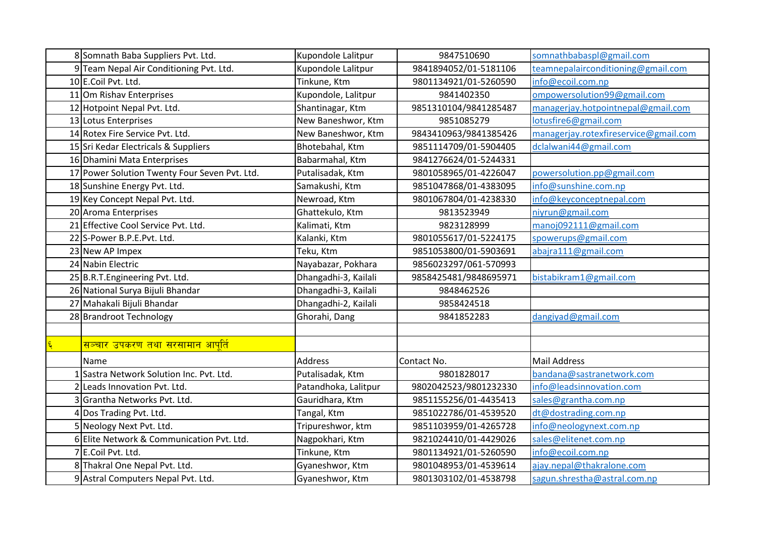| | | | | |
|---|---|---|---|---|
| 8 | Somnath Baba Suppliers Pvt. Ltd. | Kupondole Lalitpur | 9847510690 | somnathbabaspl@gmail.com |
| 9 | Team Nepal Air Conditioning Pvt. Ltd. | Kupondole Lalitpur | 9841894052/01-5181106 | teamnepalairconditioning@gmail.com |
| 10 | E.Coil Pvt. Ltd. | Tinkune, Ktm | 9801134921/01-5260590 | info@ecoil.com.np |
| 11 | Om Rishav Enterprises | Kupondole, Lalitpur | 9841402350 | ompowersolution99@gmail.com |
| 12 | Hotpoint Nepal Pvt. Ltd. | Shantinagar, Ktm | 9851310104/9841285487 | managerjay.hotpointnepal@gmail.com |
| 13 | Lotus Enterprises | New Baneshwor, Ktm | 9851085279 | lotusfire6@gmail.com |
| 14 | Rotex Fire Service Pvt. Ltd. | New Baneshwor, Ktm | 9843410963/9841385426 | managerjay.rotexfireservice@gmail.com |
| 15 | Sri Kedar Electricals & Suppliers | Bhotebahal, Ktm | 9851114709/01-5904405 | dclalwani44@gmail.com |
| 16 | Dhamini Mata Enterprises | Babarmahal, Ktm | 9841276624/01-5244331 | |
| 17 | Power Solution Twenty Four Seven Pvt. Ltd. | Putalisadak, Ktm | 9801058965/01-4226047 | powersolution.pp@gmail.com |
| 18 | Sunshine Energy Pvt. Ltd. | Samakushi, Ktm | 9851047868/01-4383095 | info@sunshine.com.np |
| 19 | Key Concept Nepal Pvt. Ltd. | Newroad, Ktm | 9801067804/01-4238330 | info@keyconceptnepal.com |
| 20 | Aroma Enterprises | Ghattekulo, Ktm | 9813523949 | niyrun@gmail.com |
| 21 | Effective Cool Service Pvt. Ltd. | Kalimati, Ktm | 9823128999 | manoj092111@gmail.com |
| 22 | S-Power B.P.E.Pvt. Ltd. | Kalanki, Ktm | 9801055617/01-5224175 | spowerups@gmail.com |
| 23 | New AP Impex | Teku, Ktm | 9851053800/01-5903691 | abajra111@gmail.com |
| 24 | Nabin Electric | Nayabazar, Pokhara | 9856023297/061-570993 | |
| 25 | B.R.T.Engineering Pvt. Ltd. | Dhangadhi-3, Kailali | 9858425481/9848695971 | bistabikram1@gmail.com |
| 26 | National Surya Bijuli Bhandar | Dhangadhi-3, Kailali | 9848462526 | |
| 27 | Mahakali Bijuli Bhandar | Dhangadhi-2, Kailali | 9858424518 | |
| 28 | Brandroot Technology | Ghorahi, Dang | 9841852283 | dangiyad@gmail.com |
| | | | | |
| ६ | सञ्चार उपकरण तथा सरसामान आपूर्ति | | | |
| | Name | Address | Contact No. | Mail Address |
| 1 | Sastra Network Solution Inc. Pvt. Ltd. | Putalisadak, Ktm | 9801828017 | bandana@sastranetwork.com |
| 2 | Leads Innovation Pvt. Ltd. | Patandhoka, Lalitpur | 9802042523/9801232330 | info@leadsinnovation.com |
| 3 | Grantha Networks Pvt. Ltd. | Gauridhara, Ktm | 9851155256/01-4435413 | sales@grantha.com.np |
| 4 | Dos Trading Pvt. Ltd. | Tangal, Ktm | 9851022786/01-4539520 | dt@dostrading.com.np |
| 5 | Neology Next Pvt. Ltd. | Tripureshwor, ktm | 9851103959/01-4265728 | info@neologynext.com.np |
| 6 | Elite Network & Communication Pvt. Ltd. | Nagpokhari, Ktm | 9821024410/01-4429026 | sales@elitenet.com.np |
| 7 | E.Coil Pvt. Ltd. | Tinkune, Ktm | 9801134921/01-5260590 | info@ecoil.com.np |
| 8 | Thakral One Nepal Pvt. Ltd. | Gyaneshwor, Ktm | 9801048953/01-4539614 | ajay.nepal@thakralone.com |
| 9 | Astral Computers Nepal Pvt. Ltd. | Gyaneshwor, Ktm | 9801303102/01-4538798 | sagun.shrestha@astral.com.np |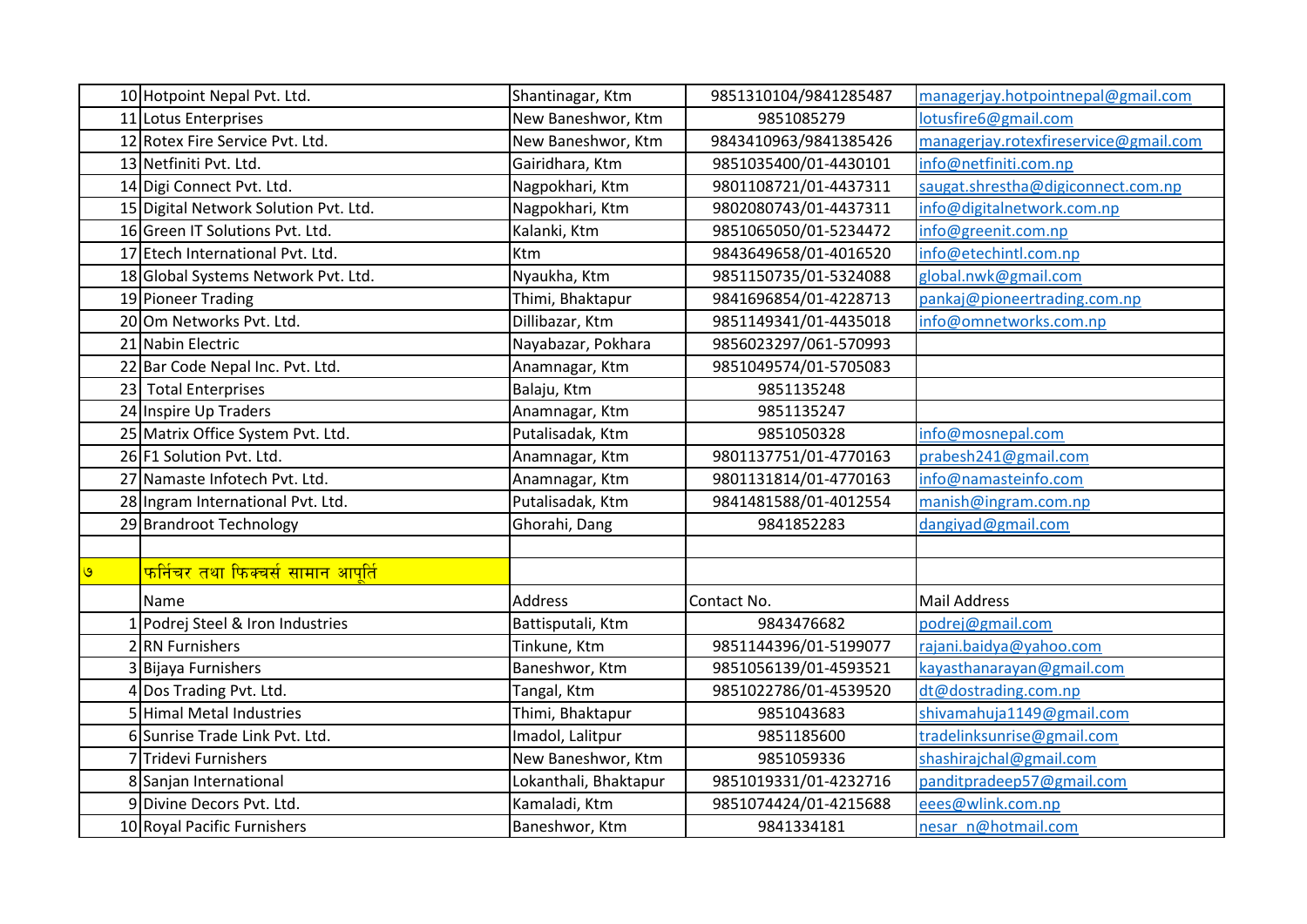| | | | | |
|---|---|---|---|---|
| 10 | Hotpoint Nepal Pvt. Ltd. | Shantinagar, Ktm | 9851310104/9841285487 | managerjay.hotpointnepal@gmail.com |
| 11 | Lotus Enterprises | New Baneshwor, Ktm | 9851085279 | lotusfire6@gmail.com |
| 12 | Rotex Fire Service Pvt. Ltd. | New Baneshwor, Ktm | 9843410963/9841385426 | managerjay.rotexfireservice@gmail.com |
| 13 | Netfiniti Pvt. Ltd. | Gairidhara, Ktm | 9851035400/01-4430101 | info@netfiniti.com.np |
| 14 | Digi Connect Pvt. Ltd. | Nagpokhari, Ktm | 9801108721/01-4437311 | saugat.shrestha@digiconnect.com.np |
| 15 | Digital Network Solution Pvt. Ltd. | Nagpokhari, Ktm | 9802080743/01-4437311 | info@digitalnetwork.com.np |
| 16 | Green IT Solutions Pvt. Ltd. | Kalanki, Ktm | 9851065050/01-5234472 | info@greenit.com.np |
| 17 | Etech International Pvt. Ltd. | Ktm | 9843649658/01-4016520 | info@etechintl.com.np |
| 18 | Global Systems Network Pvt. Ltd. | Nyaukha, Ktm | 9851150735/01-5324088 | global.nwk@gmail.com |
| 19 | Pioneer Trading | Thimi, Bhaktapur | 9841696854/01-4228713 | pankaj@pioneertrading.com.np |
| 20 | Om Networks Pvt. Ltd. | Dillibazar, Ktm | 9851149341/01-4435018 | info@omnetworks.com.np |
| 21 | Nabin Electric | Nayabazar, Pokhara | 9856023297/061-570993 | |
| 22 | Bar Code Nepal Inc. Pvt. Ltd. | Anamnagar, Ktm | 9851049574/01-5705083 | |
| 23 | Total Enterprises | Balaju, Ktm | 9851135248 | |
| 24 | Inspire Up Traders | Anamnagar, Ktm | 9851135247 | |
| 25 | Matrix Office System Pvt. Ltd. | Putalisadak, Ktm | 9851050328 | info@mosnepal.com |
| 26 | F1 Solution Pvt. Ltd. | Anamnagar, Ktm | 9801137751/01-4770163 | prabesh241@gmail.com |
| 27 | Namaste Infotech Pvt. Ltd. | Anamnagar, Ktm | 9801131814/01-4770163 | info@namasteinfo.com |
| 28 | Ingram International Pvt. Ltd. | Putalisadak, Ktm | 9841481588/01-4012554 | manish@ingram.com.np |
| 29 | Brandroot Technology | Ghorahi, Dang | 9841852283 | dangiyad@gmail.com |
| | | | | |
| ७ | फर्निचर तथा फिक्चर्स सामान आपूर्ति | | | |
| | Name | Address | Contact No. | Mail Address |
| 1 | Podrej Steel & Iron Industries | Battisputali, Ktm | 9843476682 | podrej@gmail.com |
| 2 | RN Furnishers | Tinkune, Ktm | 9851144396/01-5199077 | rajani.baidya@yahoo.com |
| 3 | Bijaya Furnishers | Baneshwor, Ktm | 9851056139/01-4593521 | kayasthanarayan@gmail.com |
| 4 | Dos Trading Pvt. Ltd. | Tangal, Ktm | 9851022786/01-4539520 | dt@dostrading.com.np |
| 5 | Himal Metal Industries | Thimi, Bhaktapur | 9851043683 | shivamahuja1149@gmail.com |
| 6 | Sunrise Trade Link Pvt. Ltd. | Imadol, Lalitpur | 9851185600 | tradelinksunrise@gmail.com |
| 7 | Tridevi Furnishers | New Baneshwor, Ktm | 9851059336 | shashirajchal@gmail.com |
| 8 | Sanjan International | Lokanthali, Bhaktapur | 9851019331/01-4232716 | panditpradeep57@gmail.com |
| 9 | Divine Decors Pvt. Ltd. | Kamaladi, Ktm | 9851074424/01-4215688 | eees@wlink.com.np |
| 10 | Royal Pacific Furnishers | Baneshwor, Ktm | 9841334181 | nesar_n@hotmail.com |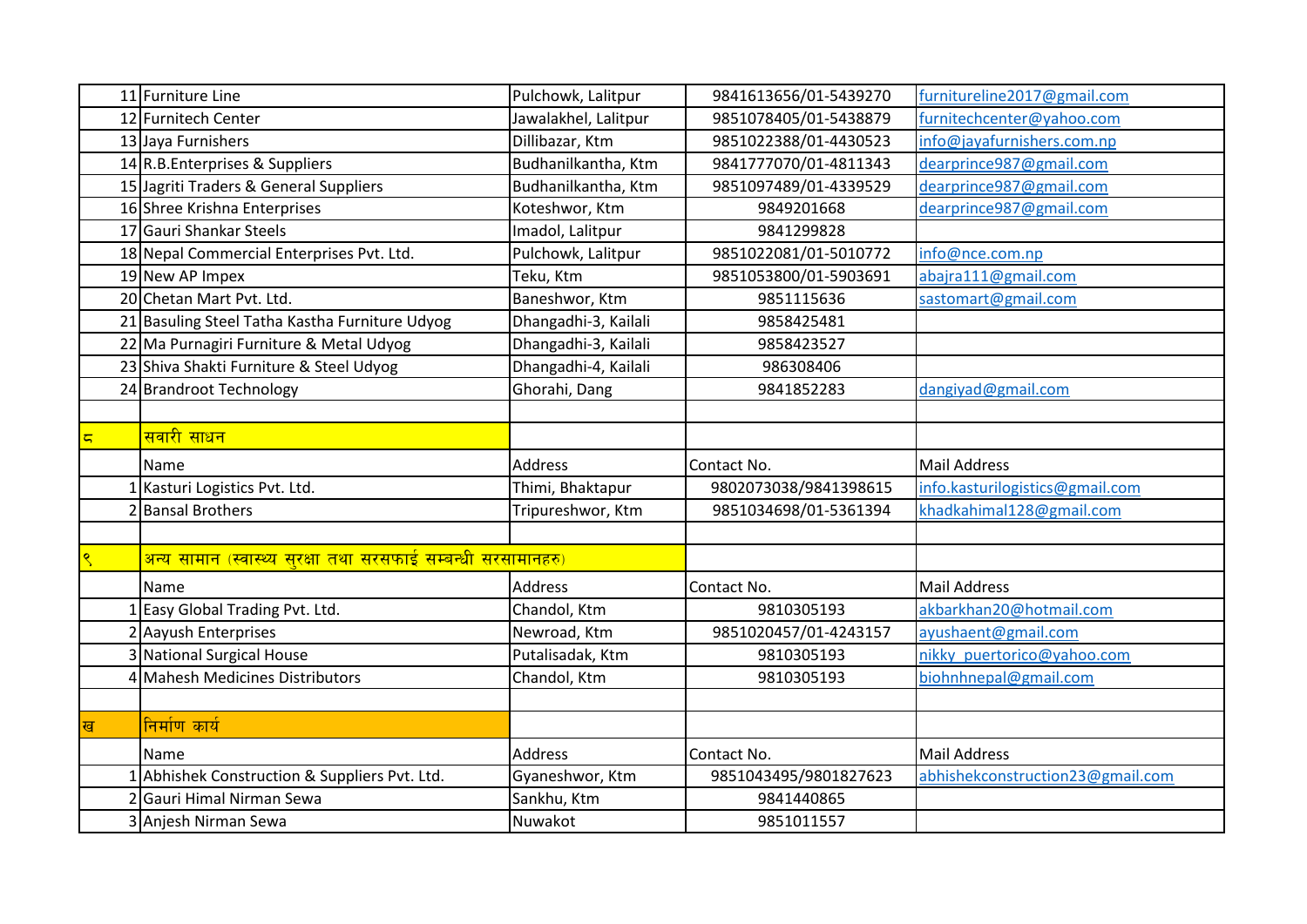| | | | | |
|---|---|---|---|---|
| 11 | Furniture Line | Pulchowk, Lalitpur | 9841613656/01-5439270 | furnitureline2017@gmail.com |
| 12 | Furnitech Center | Jawalakhel, Lalitpur | 9851078405/01-5438879 | furnitechcenter@yahoo.com |
| 13 | Jaya Furnishers | Dillibazar, Ktm | 9851022388/01-4430523 | info@jayafurnishers.com.np |
| 14 | R.B.Enterprises & Suppliers | Budhanilkantha, Ktm | 9841777070/01-4811343 | dearprince987@gmail.com |
| 15 | Jagriti Traders & General Suppliers | Budhanilkantha, Ktm | 9851097489/01-4339529 | dearprince987@gmail.com |
| 16 | Shree Krishna Enterprises | Koteshwor, Ktm | 9849201668 | dearprince987@gmail.com |
| 17 | Gauri Shankar Steels | Imadol, Lalitpur | 9841299828 | |
| 18 | Nepal Commercial Enterprises Pvt. Ltd. | Pulchowk, Lalitpur | 9851022081/01-5010772 | info@nce.com.np |
| 19 | New AP Impex | Teku, Ktm | 9851053800/01-5903691 | abajra111@gmail.com |
| 20 | Chetan Mart Pvt. Ltd. | Baneshwor, Ktm | 9851115636 | sastomart@gmail.com |
| 21 | Basuling Steel Tatha Kastha Furniture Udyog | Dhangadhi-3, Kailali | 9858425481 | |
| 22 | Ma Purnagiri Furniture & Metal Udyog | Dhangadhi-3, Kailali | 9858423527 | |
| 23 | Shiva Shakti Furniture & Steel Udyog | Dhangadhi-4, Kailali | 986308406 | |
| 24 | Brandroot Technology | Ghorahi, Dang | 9841852283 | dangiyad@gmail.com |
| | | | | |
| ८ | सवारी साधन | | | |
| | Name | Address | Contact No. | Mail Address |
| 1 | Kasturi Logistics Pvt. Ltd. | Thimi, Bhaktapur | 9802073038/9841398615 | info.kasturilogistics@gmail.com |
| 2 | Bansal Brothers | Tripureshwor, Ktm | 9851034698/01-5361394 | khadkahimal128@gmail.com |
| | | | | |
| ९ | अन्य सामान (स्वास्थ्य सुरक्षा तथा सरसफाई सम्बन्धी सरसामानहरु) | | | |
| | Name | Address | Contact No. | Mail Address |
| 1 | Easy Global Trading Pvt. Ltd. | Chandol, Ktm | 9810305193 | akbarkhan20@hotmail.com |
| 2 | Aayush Enterprises | Newroad, Ktm | 9851020457/01-4243157 | ayushaent@gmail.com |
| 3 | National Surgical House | Putalisadak, Ktm | 9810305193 | nikky_puertorico@yahoo.com |
| 4 | Mahesh Medicines Distributors | Chandol, Ktm | 9810305193 | biohnhnepal@gmail.com |
| | | | | |
| ख | निर्माण कार्य | | | |
| | Name | Address | Contact No. | Mail Address |
| 1 | Abhishek Construction & Suppliers Pvt. Ltd. | Gyaneshwor, Ktm | 9851043495/9801827623 | abhishekconstruction23@gmail.com |
| 2 | Gauri Himal Nirman Sewa | Sankhu, Ktm | 9841440865 | |
| 3 | Anjesh Nirman Sewa | Nuwakot | 9851011557 | |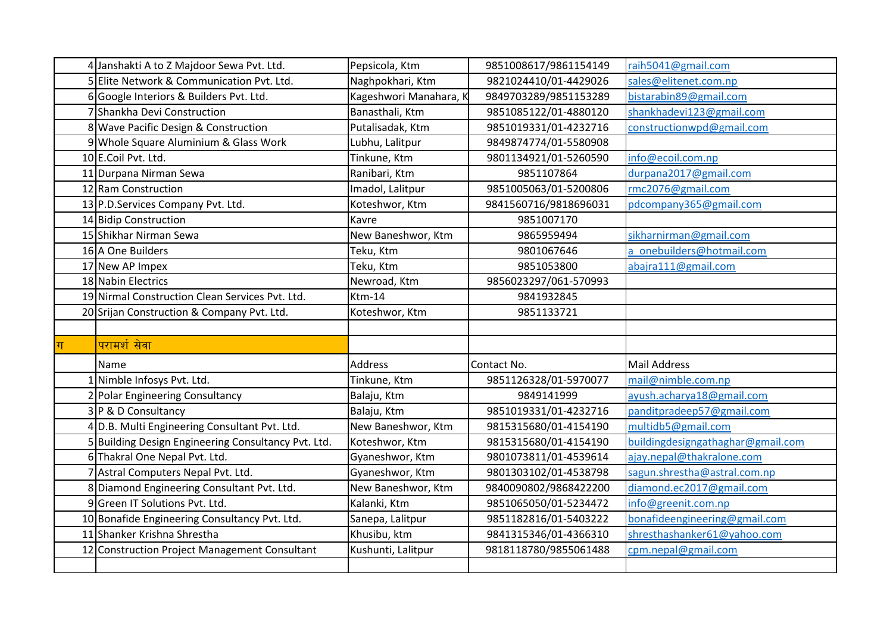| | | | | |
|---|---|---|---|---|
| 4 | Janshakti A to Z Majdoor Sewa Pvt. Ltd. | Pepsicola, Ktm | 9851008617/9861154149 | raih5041@gmail.com |
| 5 | Elite Network & Communication Pvt. Ltd. | Naghpokhari, Ktm | 9821024410/01-4429026 | sales@elitenet.com.np |
| 6 | Google Interiors & Builders Pvt. Ltd. | Kageshwori Manahara, K | 9849703289/9851153289 | bistarabin89@gmail.com |
| 7 | Shankha Devi Construction | Banasthali, Ktm | 9851085122/01-4880120 | shankhadevi123@gmail.com |
| 8 | Wave Pacific Design & Construction | Putalisadak, Ktm | 9851019331/01-4232716 | constructionwpd@gmail.com |
| 9 | Whole Square Aluminium & Glass Work | Lubhu, Lalitpur | 9849874774/01-5580908 | |
| 10 | E.Coil Pvt. Ltd. | Tinkune, Ktm | 9801134921/01-5260590 | info@ecoil.com.np |
| 11 | Durpana Nirman Sewa | Ranibari, Ktm | 9851107864 | durpana2017@gmail.com |
| 12 | Ram Construction | Imadol, Lalitpur | 9851005063/01-5200806 | rmc2076@gmail.com |
| 13 | P.D.Services Company Pvt. Ltd. | Koteshwor, Ktm | 9841560716/9818696031 | pdcompany365@gmail.com |
| 14 | Bidip Construction | Kavre | 9851007170 | |
| 15 | Shikhar Nirman Sewa | New Baneshwor, Ktm | 9865959494 | sikharnirman@gmail.com |
| 16 | A One Builders | Teku, Ktm | 9801067646 | a_onebuilders@hotmail.com |
| 17 | New AP Impex | Teku, Ktm | 9851053800 | abajra111@gmail.com |
| 18 | Nabin Electrics | Newroad, Ktm | 9856023297/061-570993 | |
| 19 | Nirmal Construction Clean Services Pvt. Ltd. | Ktm-14 | 9841932845 | |
| 20 | Srijan Construction & Company Pvt. Ltd. | Koteshwor, Ktm | 9851133721 | |
| | | | | |
| ग | परामर्श सेवा | | | |
| | Name | Address | Contact No. | Mail Address |
| 1 | Nimble Infosys Pvt. Ltd. | Tinkune, Ktm | 9851126328/01-5970077 | mail@nimble.com.np |
| 2 | Polar Engineering Consultancy | Balaju, Ktm | 9849141999 | ayush.acharya18@gmail.com |
| 3 | P & D Consultancy | Balaju, Ktm | 9851019331/01-4232716 | panditpradeep57@gmail.com |
| 4 | D.B. Multi Engineering Consultant Pvt. Ltd. | New Baneshwor, Ktm | 9815315680/01-4154190 | multidb5@gmail.com |
| 5 | Building Design Engineering Consultancy Pvt. Ltd. | Koteshwor, Ktm | 9815315680/01-4154190 | buildingdesigngathaghar@gmail.com |
| 6 | Thakral One Nepal Pvt. Ltd. | Gyaneshwor, Ktm | 9801073811/01-4539614 | ajay.nepal@thakralone.com |
| 7 | Astral Computers Nepal Pvt. Ltd. | Gyaneshwor, Ktm | 9801303102/01-4538798 | sagun.shrestha@astral.com.np |
| 8 | Diamond Engineering Consultant Pvt. Ltd. | New Baneshwor, Ktm | 9840090802/9868422200 | diamond.ec2017@gmail.com |
| 9 | Green IT Solutions Pvt. Ltd. | Kalanki, Ktm | 9851065050/01-5234472 | info@greenit.com.np |
| 10 | Bonafide Engineering Consultancy Pvt. Ltd. | Sanepa, Lalitpur | 9851182816/01-5403222 | bonafideengineering@gmail.com |
| 11 | Shanker Krishna Shrestha | Khusibu, ktm | 9841315346/01-4366310 | shresthashanker61@yahoo.com |
| 12 | Construction Project Management Consultant | Kushunti, Lalitpur | 9818118780/9855061488 | cpm.nepal@gmail.com |
| | | | | |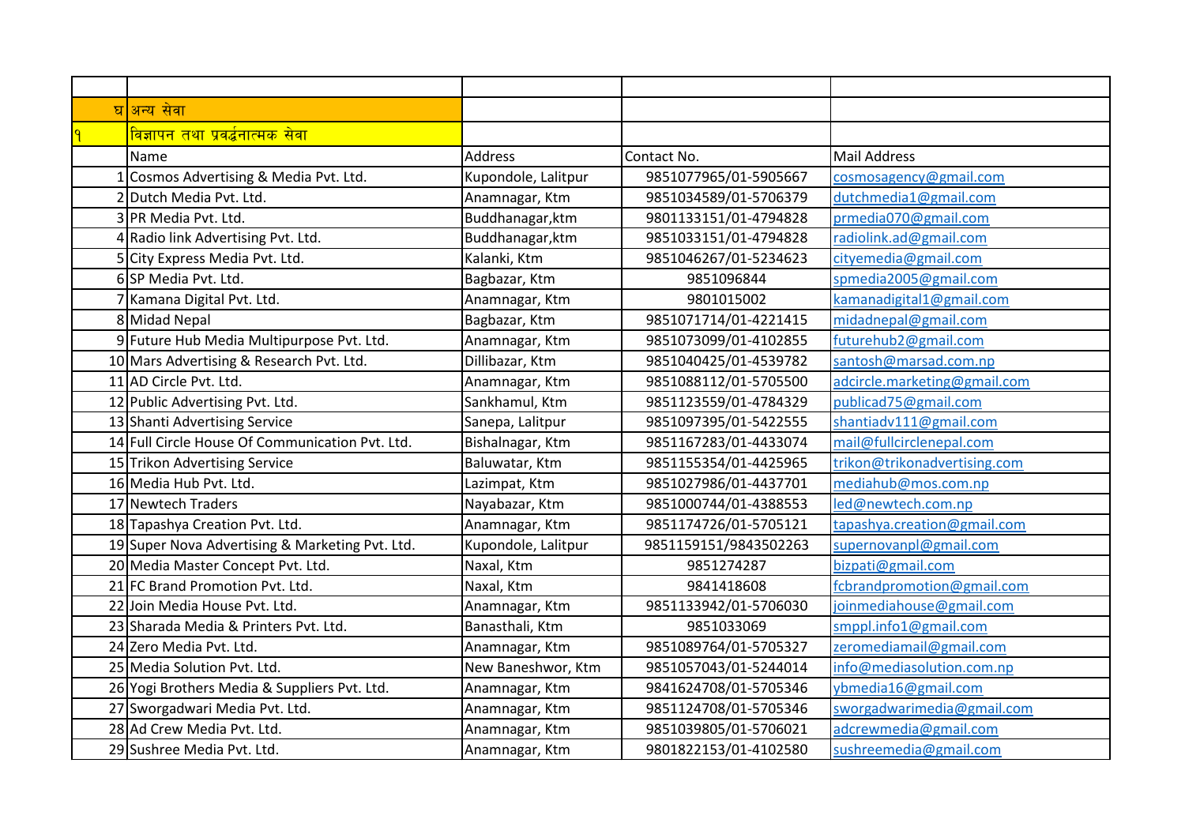| | | | | |
|---|---|---|---|---|
| घ | अन्य सेवा | | | |
| १ | विज्ञापन तथा प्रवर्द्धनात्मक सेवा | | | |
| | Name | Address | Contact No. | Mail Address |
| 1 | Cosmos Advertising & Media Pvt. Ltd. | Kupondole, Lalitpur | 9851077965/01-5905667 | cosmosagency@gmail.com |
| 2 | Dutch Media Pvt. Ltd. | Anamnagar, Ktm | 9851034589/01-5706379 | dutchmedia1@gmail.com |
| 3 | PR Media Pvt. Ltd. | Buddhanagar,ktm | 9801133151/01-4794828 | prmedia070@gmail.com |
| 4 | Radio link Advertising Pvt. Ltd. | Buddhanagar,ktm | 9851033151/01-4794828 | radiolink.ad@gmail.com |
| 5 | City Express Media Pvt. Ltd. | Kalanki, Ktm | 9851046267/01-5234623 | cityemedia@gmail.com |
| 6 | SP Media Pvt. Ltd. | Bagbazar, Ktm | 9851096844 | spmedia2005@gmail.com |
| 7 | Kamana Digital Pvt. Ltd. | Anamnagar, Ktm | 9801015002 | kamanadigital1@gmail.com |
| 8 | Midad Nepal | Bagbazar, Ktm | 9851071714/01-4221415 | midadnepal@gmail.com |
| 9 | Future Hub Media Multipurpose Pvt. Ltd. | Anamnagar, Ktm | 9851073099/01-4102855 | futurehub2@gmail.com |
| 10 | Mars Advertising & Research Pvt. Ltd. | Dillibazar, Ktm | 9851040425/01-4539782 | santosh@marsad.com.np |
| 11 | AD Circle Pvt. Ltd. | Anamnagar, Ktm | 9851088112/01-5705500 | adcircle.marketing@gmail.com |
| 12 | Public Advertising Pvt. Ltd. | Sankhamul, Ktm | 9851123559/01-4784329 | publicad75@gmail.com |
| 13 | Shanti Advertising Service | Sanepa, Lalitpur | 9851097395/01-5422555 | shantiadv111@gmail.com |
| 14 | Full Circle House Of Communication Pvt. Ltd. | Bishalnagar, Ktm | 9851167283/01-4433074 | mail@fullcirclenepal.com |
| 15 | Trikon Advertising Service | Baluwatar, Ktm | 9851155354/01-4425965 | trikon@trikonadvertising.com |
| 16 | Media Hub Pvt. Ltd. | Lazimpat, Ktm | 9851027986/01-4437701 | mediahub@mos.com.np |
| 17 | Newtech Traders | Nayabazar, Ktm | 9851000744/01-4388553 | led@newtech.com.np |
| 18 | Tapashya Creation Pvt. Ltd. | Anamnagar, Ktm | 9851174726/01-5705121 | tapashya.creation@gmail.com |
| 19 | Super Nova Advertising & Marketing Pvt. Ltd. | Kupondole, Lalitpur | 9851159151/9843502263 | supernovanpl@gmail.com |
| 20 | Media Master Concept Pvt. Ltd. | Naxal, Ktm | 9851274287 | bizpati@gmail.com |
| 21 | FC Brand Promotion Pvt. Ltd. | Naxal, Ktm | 9841418608 | fcbrandpromotion@gmail.com |
| 22 | Join Media House Pvt. Ltd. | Anamnagar, Ktm | 9851133942/01-5706030 | joinmediahouse@gmail.com |
| 23 | Sharada Media & Printers Pvt. Ltd. | Banasthali, Ktm | 9851033069 | smppl.info1@gmail.com |
| 24 | Zero Media Pvt. Ltd. | Anamnagar, Ktm | 9851089764/01-5705327 | zeromediamail@gmail.com |
| 25 | Media Solution Pvt. Ltd. | New Baneshwor, Ktm | 9851057043/01-5244014 | info@mediasolution.com.np |
| 26 | Yogi Brothers Media & Suppliers Pvt. Ltd. | Anamnagar, Ktm | 9841624708/01-5705346 | ybmedia16@gmail.com |
| 27 | Sworgadwari Media Pvt. Ltd. | Anamnagar, Ktm | 9851124708/01-5705346 | sworgadwarimedia@gmail.com |
| 28 | Ad Crew Media Pvt. Ltd. | Anamnagar, Ktm | 9851039805/01-5706021 | adcrewmedia@gmail.com |
| 29 | Sushree Media Pvt. Ltd. | Anamnagar, Ktm | 9801822153/01-4102580 | sushreemedia@gmail.com |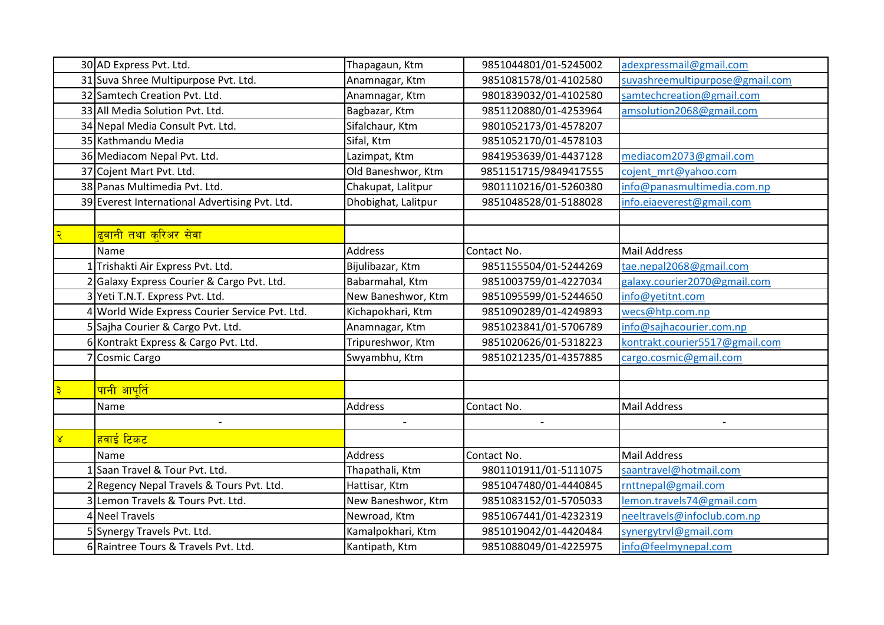| | | | | |
|---|---|---|---|---|
| 30 | AD Express Pvt. Ltd. | Thapagaun, Ktm | 9851044801/01-5245002 | adexpressmail@gmail.com |
| 31 | Suva Shree Multipurpose Pvt. Ltd. | Anamnagar, Ktm | 9851081578/01-4102580 | suvashreemultipurpose@gmail.com |
| 32 | Samtech Creation Pvt. Ltd. | Anamnagar, Ktm | 9801839032/01-4102580 | samtechcreation@gmail.com |
| 33 | All Media Solution Pvt. Ltd. | Bagbazar, Ktm | 9851120880/01-4253964 | amsolution2068@gmail.com |
| 34 | Nepal Media Consult Pvt. Ltd. | Sifalchaur, Ktm | 9801052173/01-4578207 | |
| 35 | Kathmandu Media | Sifal, Ktm | 9851052170/01-4578103 | |
| 36 | Mediacom Nepal Pvt. Ltd. | Lazimpat, Ktm | 9841953639/01-4437128 | mediacom2073@gmail.com |
| 37 | Cojent Mart Pvt. Ltd. | Old Baneshwor, Ktm | 9851151715/9849417555 | cojent_mrt@yahoo.com |
| 38 | Panas Multimedia Pvt. Ltd. | Chakupat, Lalitpur | 9801110216/01-5260380 | info@panasmultimedia.com.np |
| 39 | Everest International Advertising Pvt. Ltd. | Dhobighat, Lalitpur | 9851048528/01-5188028 | info.eiaeverest@gmail.com |
| | | | | |
| २ | ढुवानी तथा कुरिअर सेवा | | | |
| | Name | Address | Contact No. | Mail Address |
| 1 | Trishakti Air Express Pvt. Ltd. | Bijulibazar, Ktm | 9851155504/01-5244269 | tae.nepal2068@gmail.com |
| 2 | Galaxy Express Courier & Cargo Pvt. Ltd. | Babarmahal, Ktm | 9851003759/01-4227034 | galaxy.courier2070@gmail.com |
| 3 | Yeti T.N.T. Express Pvt. Ltd. | New Baneshwor, Ktm | 9851095599/01-5244650 | info@yetitnt.com |
| 4 | World Wide Express Courier Service Pvt. Ltd. | Kichapokhari, Ktm | 9851090289/01-4249893 | wecs@htp.com.np |
| 5 | Sajha Courier & Cargo Pvt. Ltd. | Anamnagar, Ktm | 9851023841/01-5706789 | info@sajhacourier.com.np |
| 6 | Kontrakt Express & Cargo Pvt. Ltd. | Tripureshwor, Ktm | 9851020626/01-5318223 | kontrakt.courier5517@gmail.com |
| 7 | Cosmic Cargo | Swyambhu, Ktm | 9851021235/01-4357885 | cargo.cosmic@gmail.com |
| | | | | |
| ३ | पानी आपूर्ति | | | |
| | Name | Address | Contact No. | Mail Address |
| | - | - | - | - |
| ४ | हवाई टिकट | | | |
| | Name | Address | Contact No. | Mail Address |
| 1 | Saan Travel & Tour Pvt. Ltd. | Thapathali, Ktm | 9801101911/01-5111075 | saantravel@hotmail.com |
| 2 | Regency Nepal Travels & Tours Pvt. Ltd. | Hattisar, Ktm | 9851047480/01-4440845 | rnttnepal@gmail.com |
| 3 | Lemon Travels & Tours Pvt. Ltd. | New Baneshwor, Ktm | 9851083152/01-5705033 | lemon.travels74@gmail.com |
| 4 | Neel Travels | Newroad, Ktm | 9851067441/01-4232319 | neeltravels@infoclub.com.np |
| 5 | Synergy Travels Pvt. Ltd. | Kamalpokhari, Ktm | 9851019042/01-4420484 | synergytrvl@gmail.com |
| 6 | Raintree Tours & Travels Pvt. Ltd. | Kantipath, Ktm | 9851088049/01-4225975 | info@feelmynepal.com |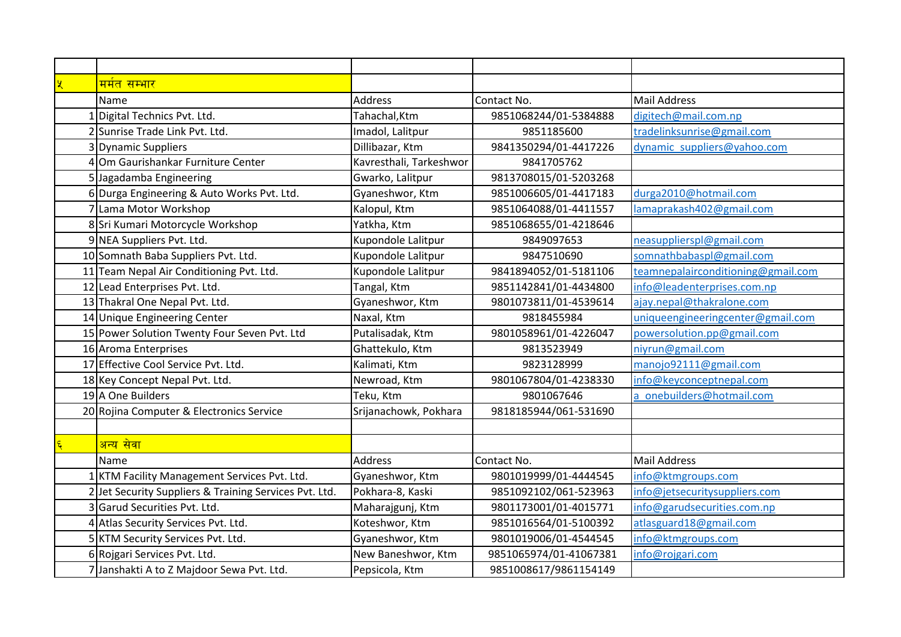| | | | | |
|---|---|---|---|---|
| ५ | मर्मत सम्भार | | | |
| | Name | Address | Contact No. | Mail Address |
| 1 | Digital Technics Pvt. Ltd. | Tahachal,Ktm | 9851068244/01-5384888 | digitech@mail.com.np |
| 2 | Sunrise Trade Link Pvt. Ltd. | Imadol, Lalitpur | 9851185600 | tradelinksunrise@gmail.com |
| 3 | Dynamic Suppliers | Dillibazar, Ktm | 9841350294/01-4417226 | dynamic_suppliers@yahoo.com |
| 4 | Om Gaurishankar Furniture Center | Kavresthali, Tarkeshwor | 9841705762 | |
| 5 | Jagadamba Engineering | Gwarko, Lalitpur | 9813708015/01-5203268 | |
| 6 | Durga Engineering & Auto Works Pvt. Ltd. | Gyaneshwor, Ktm | 9851006605/01-4417183 | durga2010@hotmail.com |
| 7 | Lama Motor Workshop | Kalopul, Ktm | 9851064088/01-4411557 | lamaprakash402@gmail.com |
| 8 | Sri Kumari Motorcycle Workshop | Yatkha, Ktm | 9851068655/01-4218646 | |
| 9 | NEA Suppliers Pvt. Ltd. | Kupondole Lalitpur | 9849097653 | neasupplierspl@gmail.com |
| 10 | Somnath Baba Suppliers Pvt. Ltd. | Kupondole Lalitpur | 9847510690 | somnathbabaspl@gmail.com |
| 11 | Team Nepal Air Conditioning Pvt. Ltd. | Kupondole Lalitpur | 9841894052/01-5181106 | teamnepalairconditioning@gmail.com |
| 12 | Lead Enterprises Pvt. Ltd. | Tangal, Ktm | 9851142841/01-4434800 | info@leadenterprises.com.np |
| 13 | Thakral One Nepal Pvt. Ltd. | Gyaneshwor, Ktm | 9801073811/01-4539614 | ajay.nepal@thakralone.com |
| 14 | Unique Engineering Center | Naxal, Ktm | 9818455984 | uniqueengineeringcenter@gmail.com |
| 15 | Power Solution Twenty Four Seven Pvt. Ltd | Putalisadak, Ktm | 9801058961/01-4226047 | powersolution.pp@gmail.com |
| 16 | Aroma Enterprises | Ghattekulo, Ktm | 9813523949 | niyrun@gmail.com |
| 17 | Effective Cool Service Pvt. Ltd. | Kalimati, Ktm | 9823128999 | manojo92111@gmail.com |
| 18 | Key Concept Nepal Pvt. Ltd. | Newroad, Ktm | 9801067804/01-4238330 | info@keyconceptnepal.com |
| 19 | A One Builders | Teku, Ktm | 9801067646 | a_onebuilders@hotmail.com |
| 20 | Rojina Computer & Electronics Service | Srijanachowk, Pokhara | 9818185944/061-531690 | |
| | | | | |
| ६ | अन्य सेवा | | | |
| | Name | Address | Contact No. | Mail Address |
| 1 | KTM Facility Management Services Pvt. Ltd. | Gyaneshwor, Ktm | 9801019999/01-4444545 | info@ktmgroups.com |
| 2 | Jet Security Suppliers & Training Services Pvt. Ltd. | Pokhara-8, Kaski | 9851092102/061-523963 | info@jetsecuritysuppliers.com |
| 3 | Garud Securities Pvt. Ltd. | Maharajgunj, Ktm | 9801173001/01-4015771 | info@garudsecurities.com.np |
| 4 | Atlas Security Services Pvt. Ltd. | Koteshwor, Ktm | 9851016564/01-5100392 | atlasguard18@gmail.com |
| 5 | KTM Security Services Pvt. Ltd. | Gyaneshwor, Ktm | 9801019006/01-4544545 | info@ktmgroups.com |
| 6 | Rojgari Services Pvt. Ltd. | New Baneshwor, Ktm | 9851065974/01-41067381 | info@rojgari.com |
| 7 | Janshakti A to Z Majdoor Sewa Pvt. Ltd. | Pepsicola, Ktm | 9851008617/9861154149 | |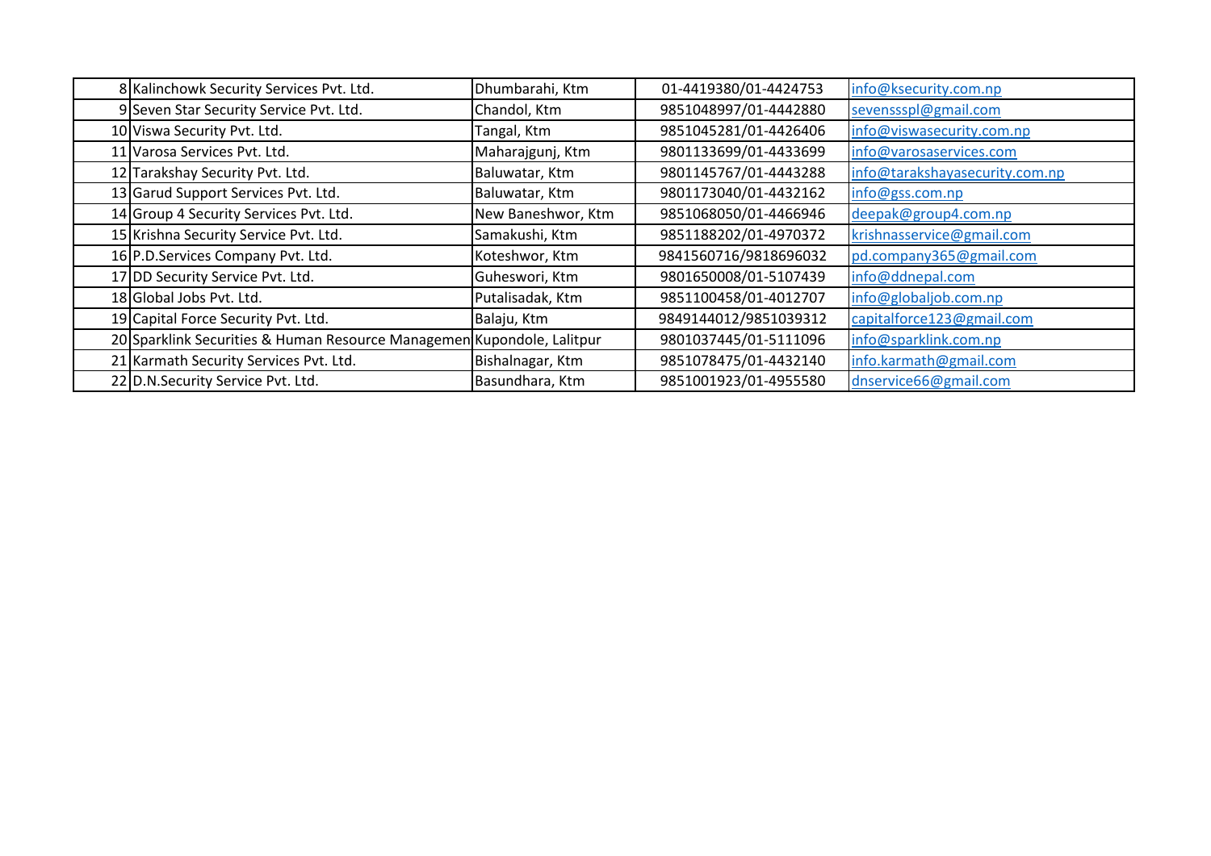| | | | | |
|---|---|---|---|---|
| 8 | Kalinchowk Security Services Pvt. Ltd. | Dhumbarahi, Ktm | 01-4419380/01-4424753 | info@ksecurity.com.np |
| 9 | Seven Star Security Service Pvt. Ltd. | Chandol, Ktm | 9851048997/01-4442880 | sevenssspl@gmail.com |
| 10 | Viswa Security Pvt. Ltd. | Tangal, Ktm | 9851045281/01-4426406 | info@viswasecurity.com.np |
| 11 | Varosa Services Pvt. Ltd. | Maharajgunj, Ktm | 9801133699/01-4433699 | info@varosaservices.com |
| 12 | Tarakshay Security Pvt. Ltd. | Baluwatar, Ktm | 9801145767/01-4443288 | info@tarakshayasecurity.com.np |
| 13 | Garud Support Services Pvt. Ltd. | Baluwatar, Ktm | 9801173040/01-4432162 | info@gss.com.np |
| 14 | Group 4 Security Services Pvt. Ltd. | New Baneshwor, Ktm | 9851068050/01-4466946 | deepak@group4.com.np |
| 15 | Krishna Security Service Pvt. Ltd. | Samakushi, Ktm | 9851188202/01-4970372 | krishnasservice@gmail.com |
| 16 | P.D.Services Company Pvt. Ltd. | Koteshwor, Ktm | 9841560716/9818696032 | pd.company365@gmail.com |
| 17 | DD Security Service Pvt. Ltd. | Guheswori, Ktm | 9801650008/01-5107439 | info@ddnepal.com |
| 18 | Global Jobs Pvt. Ltd. | Putalisadak, Ktm | 9851100458/01-4012707 | info@globaljob.com.np |
| 19 | Capital Force Security Pvt. Ltd. | Balaju, Ktm | 9849144012/9851039312 | capitalforce123@gmail.com |
| 20 | Sparklink Securities & Human Resource Managemen | Kupondole, Lalitpur | 9801037445/01-5111096 | info@sparklink.com.np |
| 21 | Karmath Security Services Pvt. Ltd. | Bishalnagar, Ktm | 9851078475/01-4432140 | info.karmath@gmail.com |
| 22 | D.N.Security Service Pvt. Ltd. | Basundhara, Ktm | 9851001923/01-4955580 | dnservice66@gmail.com |